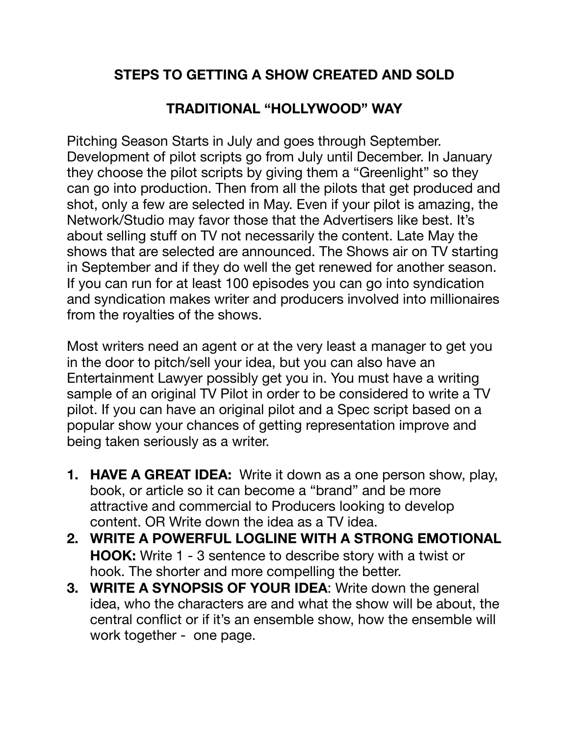# STEPS TO GETTING A SHOW CREATED AND SOLD

## TRADITIONAL "HOLLYWOOD" WAY

Pitching Season Starts in July and goes through September. Development of pilot scripts go from July until December. In January they choose the pilot scripts by giving them a "Greenlight" so they can go into production. Then from all the pilots that get produced and shot, only a few are selected in May. Even if your pilot is amazing, the Network/Studio may favor those that the Advertisers like best. It's about selling stuff on TV not necessarily the content. Late May the shows that are selected are announced. The Shows air on TV starting in September and if they do well the get renewed for another season. If you can run for at least 100 episodes you can go into syndication and syndication makes writer and producers involved into millionaires from the royalties of the shows.

Most writers need an agent or at the very least a manager to get you in the door to pitch/sell your idea, but you can also have an Entertainment Lawyer possibly get you in. You must have a writing sample of an original TV Pilot in order to be considered to write a TV pilot. If you can have an original pilot and a Spec script based on a popular show your chances of getting representation improve and being taken seriously as a writer.

1. **HAVE A GREAT IDEA:** Write it down as a one person show, play, book, or article so it can become a "brand" and be more attractive and commercial to Producers looking to develop content. OR Write down the idea as a TV idea.
2. **WRITE A POWERFUL LOGLINE WITH A STRONG EMOTIONAL HOOK:** Write 1 - 3 sentence to describe story with a twist or hook. The shorter and more compelling the better.
3. **WRITE A SYNOPSIS OF YOUR IDEA**: Write down the general idea, who the characters are and what the show will be about, the central conflict or if it's an ensemble show, how the ensemble will work together - one page.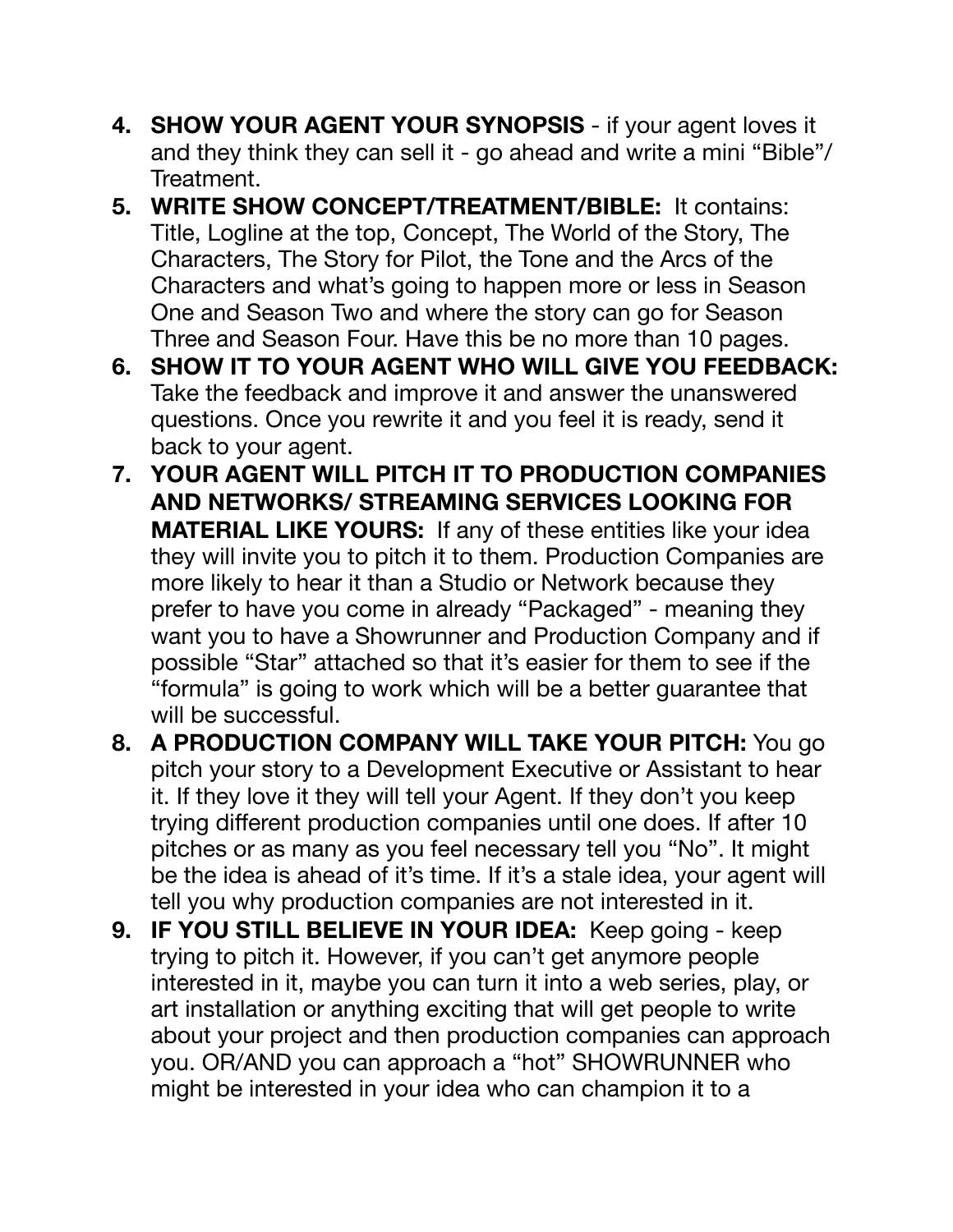4. **SHOW YOUR AGENT YOUR SYNOPSIS** - if your agent loves it and they think they can sell it - go ahead and write a mini "Bible"/ Treatment.
5. **WRITE SHOW CONCEPT/TREATMENT/BIBLE:** It contains: Title, Logline at the top, Concept, The World of the Story, The Characters, The Story for Pilot, the Tone and the Arcs of the Characters and what's going to happen more or less in Season One and Season Two and where the story can go for Season Three and Season Four. Have this be no more than 10 pages.
6. **SHOW IT TO YOUR AGENT WHO WILL GIVE YOU FEEDBACK:** Take the feedback and improve it and answer the unanswered questions. Once you rewrite it and you feel it is ready, send it back to your agent.
7. **YOUR AGENT WILL PITCH IT TO PRODUCTION COMPANIES AND NETWORKS/ STREAMING SERVICES LOOKING FOR MATERIAL LIKE YOURS:** If any of these entities like your idea they will invite you to pitch it to them. Production Companies are more likely to hear it than a Studio or Network because they prefer to have you come in already "Packaged" - meaning they want you to have a Showrunner and Production Company and if possible "Star" attached so that it's easier for them to see if the "formula" is going to work which will be a better guarantee that will be successful.
8. **A PRODUCTION COMPANY WILL TAKE YOUR PITCH:** You go pitch your story to a Development Executive or Assistant to hear it. If they love it they will tell your Agent. If they don't you keep trying different production companies until one does. If after 10 pitches or as many as you feel necessary tell you "No". It might be the idea is ahead of it's time. If it's a stale idea, your agent will tell you why production companies are not interested in it.
9. **IF YOU STILL BELIEVE IN YOUR IDEA:** Keep going - keep trying to pitch it. However, if you can't get anymore people interested in it, maybe you can turn it into a web series, play, or art installation or anything exciting that will get people to write about your project and then production companies can approach you. OR/AND you can approach a "hot" SHOWRUNNER who might be interested in your idea who can champion it to a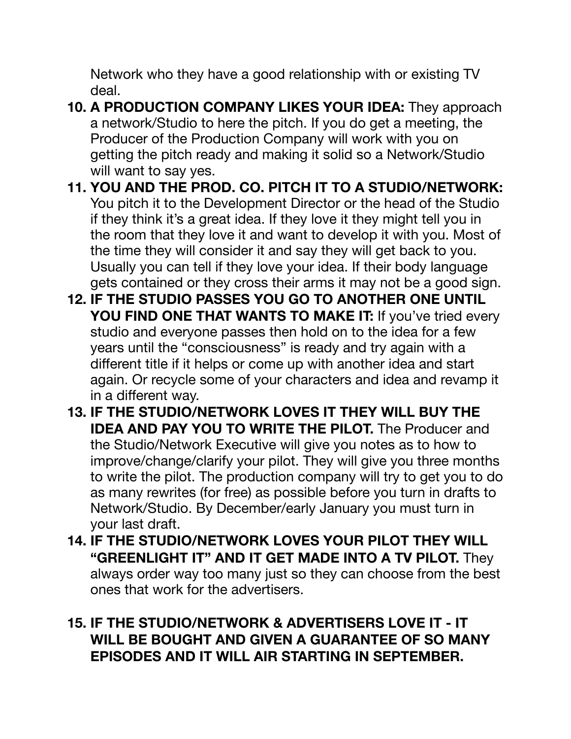Network who they have a good relationship with or existing TV deal.

10. **A PRODUCTION COMPANY LIKES YOUR IDEA:** They approach a network/Studio to here the pitch. If you do get a meeting, the Producer of the Production Company will work with you on getting the pitch ready and making it solid so a Network/Studio will want to say yes.
11. **YOU AND THE PROD. CO. PITCH IT TO A STUDIO/NETWORK:** You pitch it to the Development Director or the head of the Studio if they think it's a great idea. If they love it they might tell you in the room that they love it and want to develop it with you. Most of the time they will consider it and say they will get back to you. Usually you can tell if they love your idea. If their body language gets contained or they cross their arms it may not be a good sign.
12. **IF THE STUDIO PASSES YOU GO TO ANOTHER ONE UNTIL YOU FIND ONE THAT WANTS TO MAKE IT:** If you've tried every studio and everyone passes then hold on to the idea for a few years until the "consciousness" is ready and try again with a different title if it helps or come up with another idea and start again. Or recycle some of your characters and idea and revamp it in a different way.
13. **IF THE STUDIO/NETWORK LOVES IT THEY WILL BUY THE IDEA AND PAY YOU TO WRITE THE PILOT.** The Producer and the Studio/Network Executive will give you notes as to how to improve/change/clarify your pilot. They will give you three months to write the pilot. The production company will try to get you to do as many rewrites (for free) as possible before you turn in drafts to Network/Studio. By December/early January you must turn in your last draft.
14. **IF THE STUDIO/NETWORK LOVES YOUR PILOT THEY WILL "GREENLIGHT IT" AND IT GET MADE INTO A TV PILOT.** They always order way too many just so they can choose from the best ones that work for the advertisers.

15. **IF THE STUDIO/NETWORK & ADVERTISERS LOVE IT - IT WILL BE BOUGHT AND GIVEN A GUARANTEE OF SO MANY EPISODES AND IT WILL AIR STARTING IN SEPTEMBER.**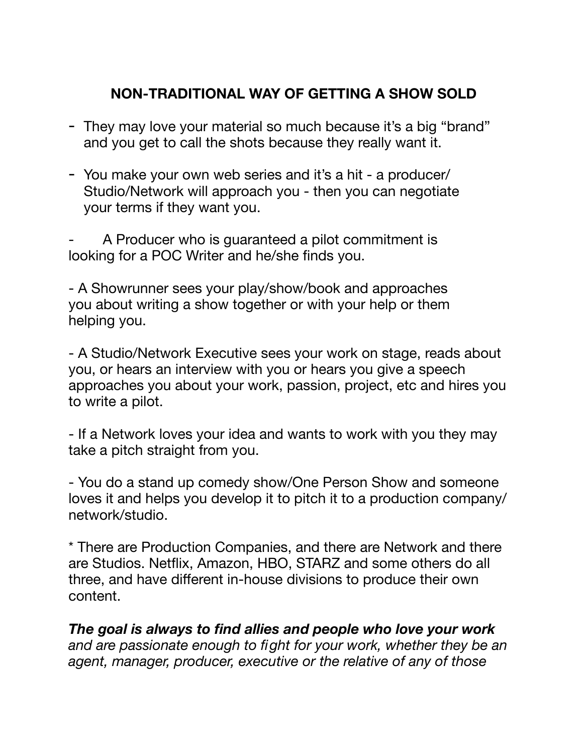## NON-TRADITIONAL WAY OF GETTING A SHOW SOLD

- They may love your material so much because it's a big "brand" and you get to call the shots because they really want it.

- You make your own web series and it's a hit - a producer/ Studio/Network will approach you - then you can negotiate your terms if they want you.

- A Producer who is guaranteed a pilot commitment is looking for a POC Writer and he/she finds you.

- A Showrunner sees your play/show/book and approaches you about writing a show together or with your help or them helping you.

- A Studio/Network Executive sees your work on stage, reads about you, or hears an interview with you or hears you give a speech approaches you about your work, passion, project, etc and hires you to write a pilot.

- If a Network loves your idea and wants to work with you they may take a pitch straight from you.

- You do a stand up comedy show/One Person Show and someone loves it and helps you develop it to pitch it to a production company/ network/studio.

* There are Production Companies, and there are Network and there are Studios. Netflix, Amazon, HBO, STARZ and some others do all three, and have different in-house divisions to produce their own content.

***The goal is always to find allies and people who love your work*** *and are passionate enough to fight for your work, whether they be an agent, manager, producer, executive or the relative of any of those*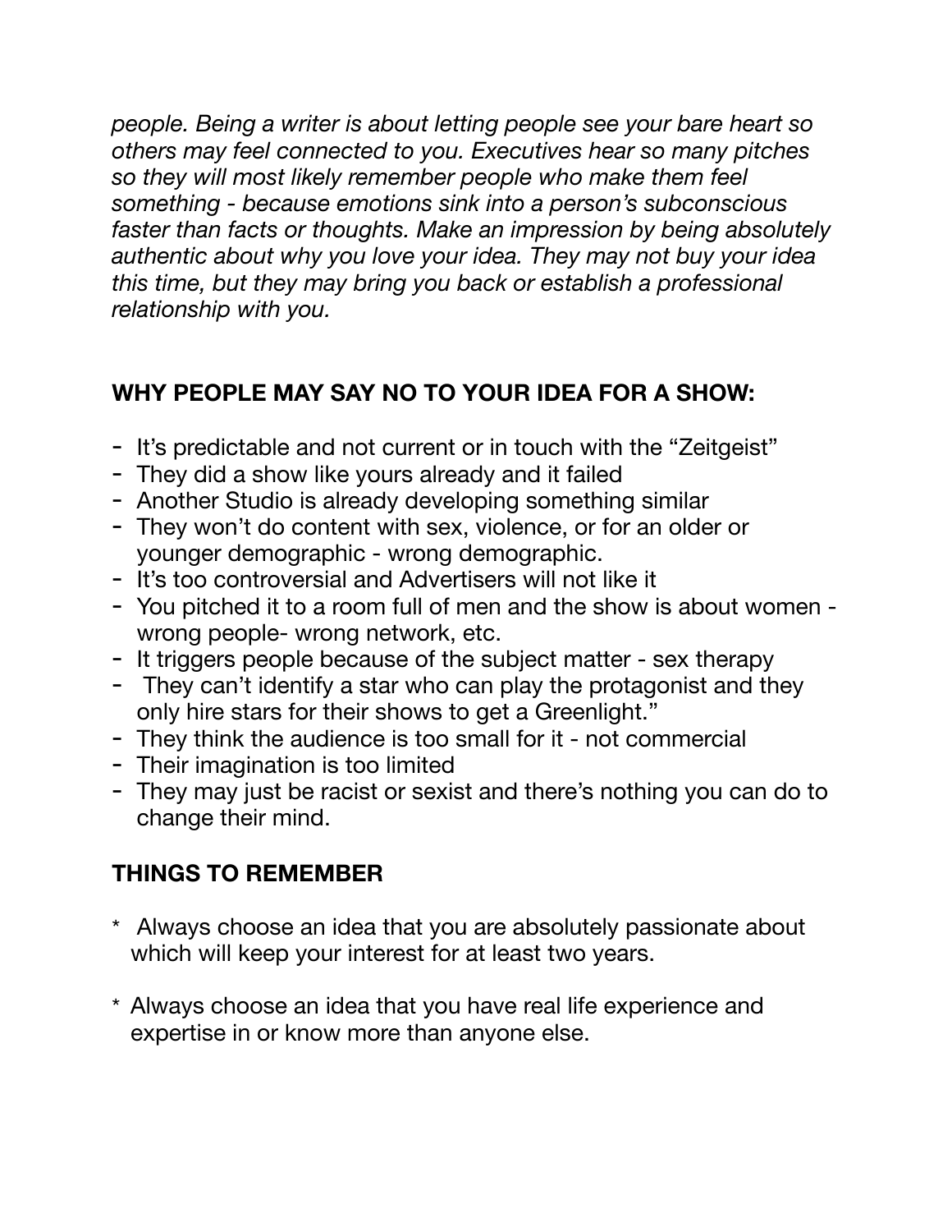*people. Being a writer is about letting people see your bare heart so others may feel connected to you. Executives hear so many pitches so they will most likely remember people who make them feel something - because emotions sink into a person's subconscious faster than facts or thoughts. Make an impression by being absolutely authentic about why you love your idea. They may not buy your idea this time, but they may bring you back or establish a professional relationship with you.*

## WHY PEOPLE MAY SAY NO TO YOUR IDEA FOR A SHOW:

- It's predictable and not current or in touch with the "Zeitgeist"
- They did a show like yours already and it failed
- Another Studio is already developing something similar
- They won't do content with sex, violence, or for an older or younger demographic - wrong demographic.
- It's too controversial and Advertisers will not like it
- You pitched it to a room full of men and the show is about women - wrong people- wrong network, etc.
- It triggers people because of the subject matter - sex therapy
- They can't identify a star who can play the protagonist and they only hire stars for their shows to get a Greenlight."
- They think the audience is too small for it - not commercial
- Their imagination is too limited
- They may just be racist or sexist and there's nothing you can do to change their mind.

## THINGS TO REMEMBER

* Always choose an idea that you are absolutely passionate about which will keep your interest for at least two years.

* Always choose an idea that you have real life experience and expertise in or know more than anyone else.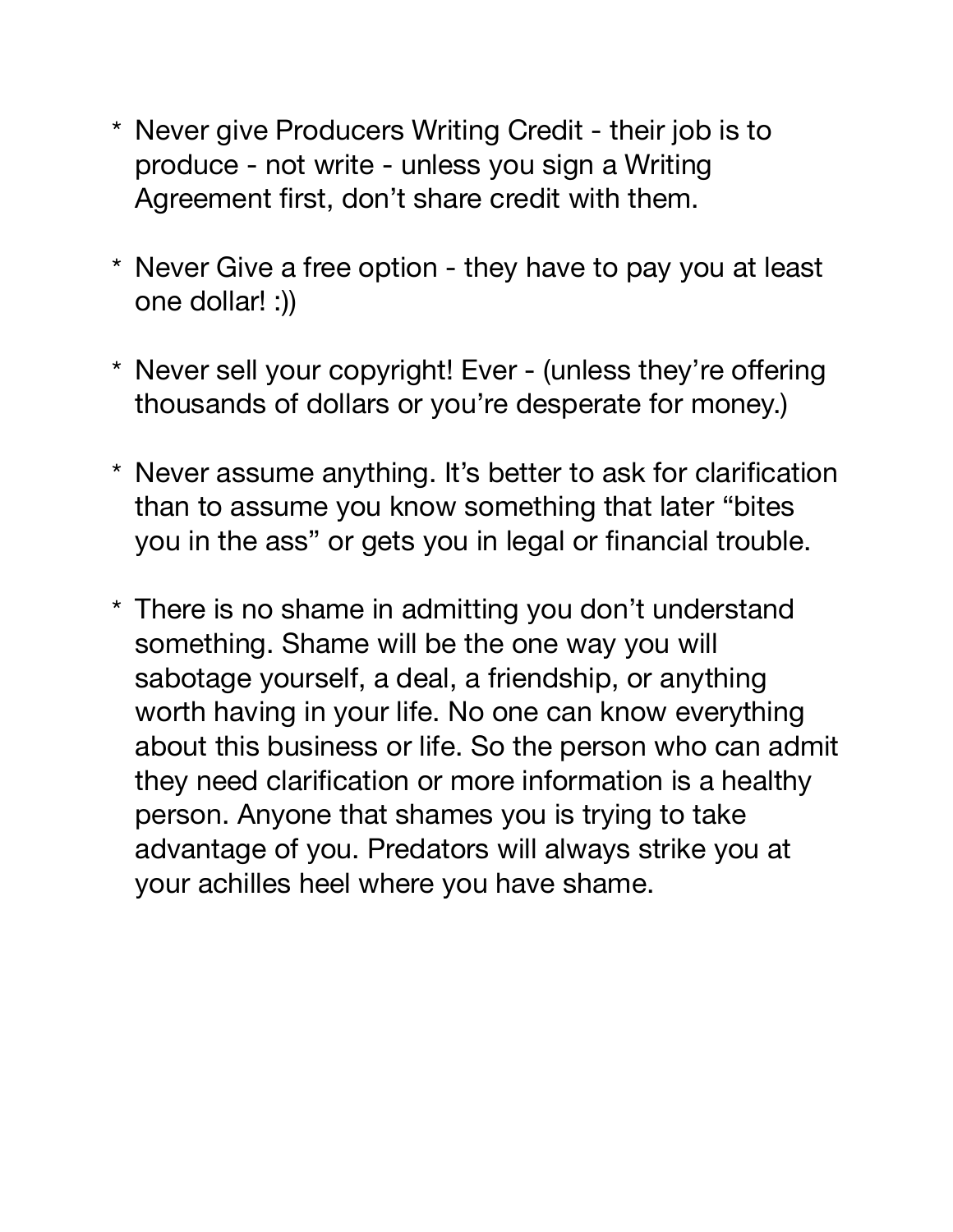* Never give Producers Writing Credit - their job is to produce - not write - unless you sign a Writing Agreement first, don't share credit with them.

* Never Give a free option - they have to pay you at least one dollar! :))

* Never sell your copyright! Ever - (unless they're offering thousands of dollars or you're desperate for money.)

* Never assume anything. It's better to ask for clarification than to assume you know something that later "bites you in the ass" or gets you in legal or financial trouble.

* There is no shame in admitting you don't understand something. Shame will be the one way you will sabotage yourself, a deal, a friendship, or anything worth having in your life. No one can know everything about this business or life. So the person who can admit they need clarification or more information is a healthy person. Anyone that shames you is trying to take advantage of you. Predators will always strike you at your achilles heel where you have shame.